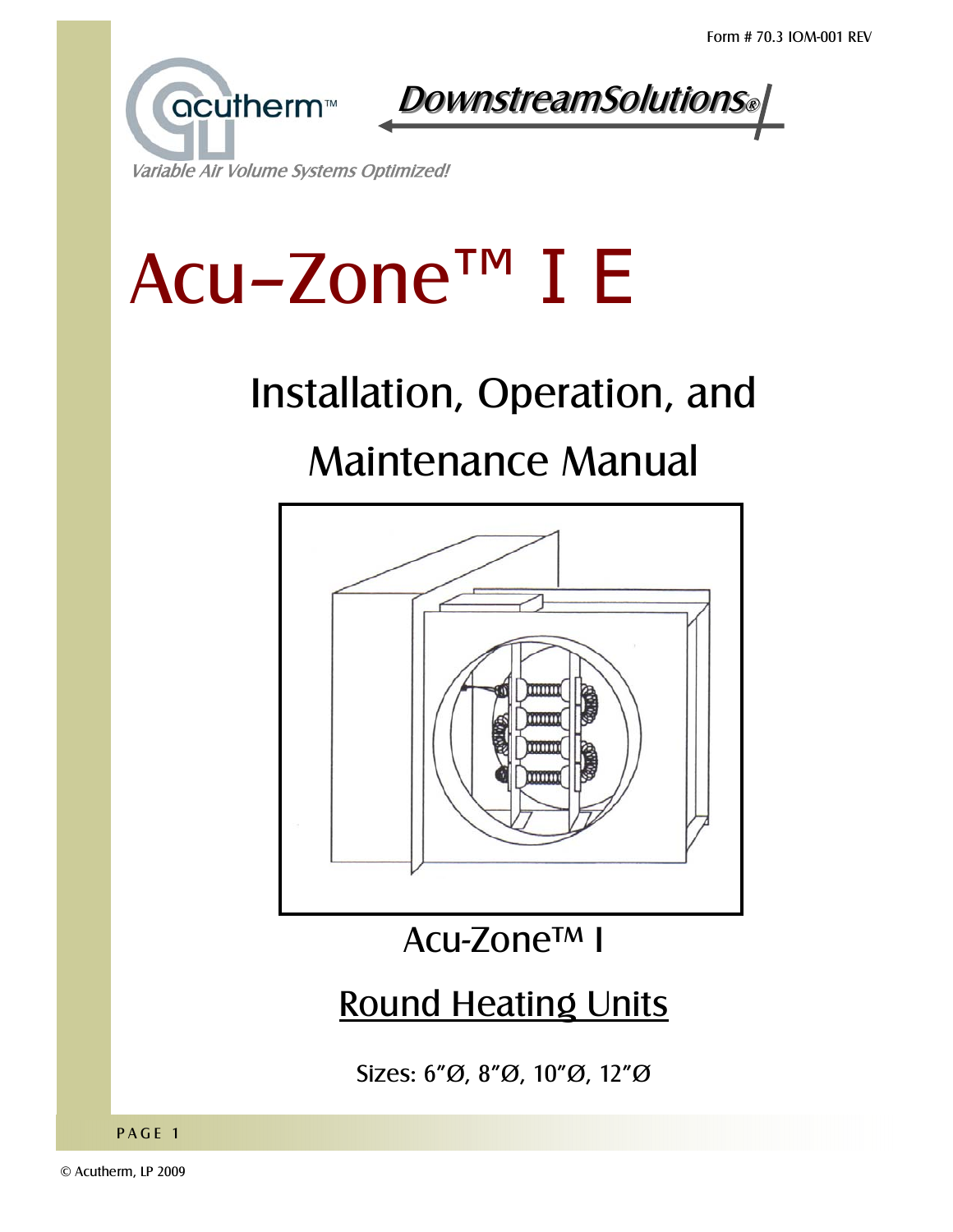Form # 70.3 IOM-001 REV

acutherm™

DownstreamSolutions®

*Variable Air Volume Systems Optimized!*

# Acu-Zone™ I E

## Installation, Operation, and Maintenance Manual

Acu-Zone™ I

<u>Round Heating Units</u>

Sizes: 6"Ø, 8"Ø, 10"Ø, 12"Ø

© Acutherm, LP 2009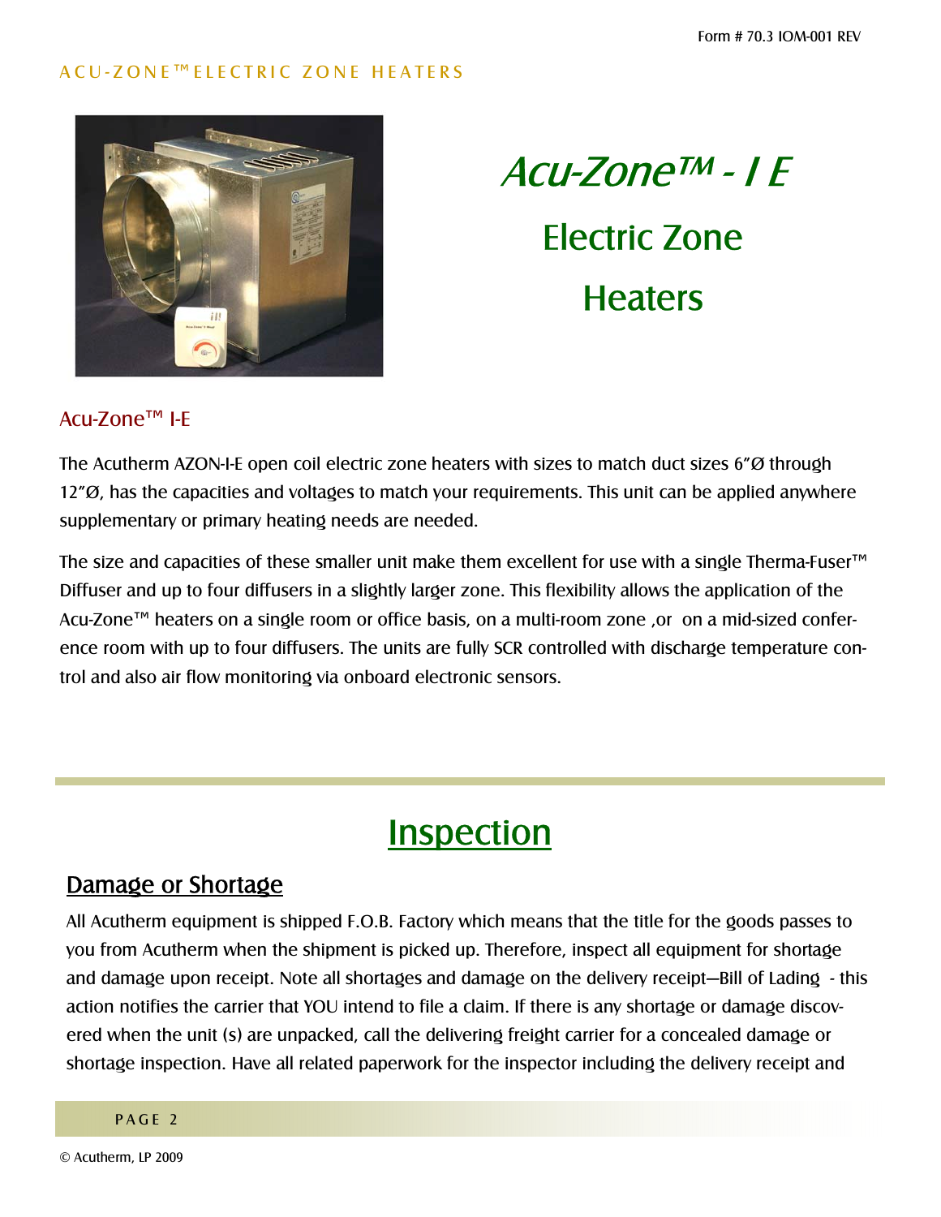# Acu-Zone™ - I E

## Electric Zone Heaters

### Acu-Zone™ I-E

The Acutherm AZON-I-E open coil electric zone heaters with sizes to match duct sizes 6"Ø through 12"Ø, has the capacities and voltages to match your requirements. This unit can be applied anywhere supplementary or primary heating needs are needed.

The size and capacities of these smaller unit make them excellent for use with a single Therma-Fuser™ Diffuser and up to four diffusers in a slightly larger zone. This flexibility allows the application of the Acu-Zone™ heaters on a single room or office basis, on a multi-room zone ,or on a mid-sized conference room with up to four diffusers. The units are fully SCR controlled with discharge temperature control and also air flow monitoring via onboard electronic sensors.

## Inspection

### Damage or Shortage

All Acutherm equipment is shipped F.O.B. Factory which means that the title for the goods passes to you from Acutherm when the shipment is picked up. Therefore, inspect all equipment for shortage and damage upon receipt. Note all shortages and damage on the delivery receipt—Bill of Lading - this action notifies the carrier that YOU intend to file a claim. If there is any shortage or damage discovered when the unit (s) are unpacked, call the delivering freight carrier for a concealed damage or shortage inspection. Have all related paperwork for the inspector including the delivery receipt and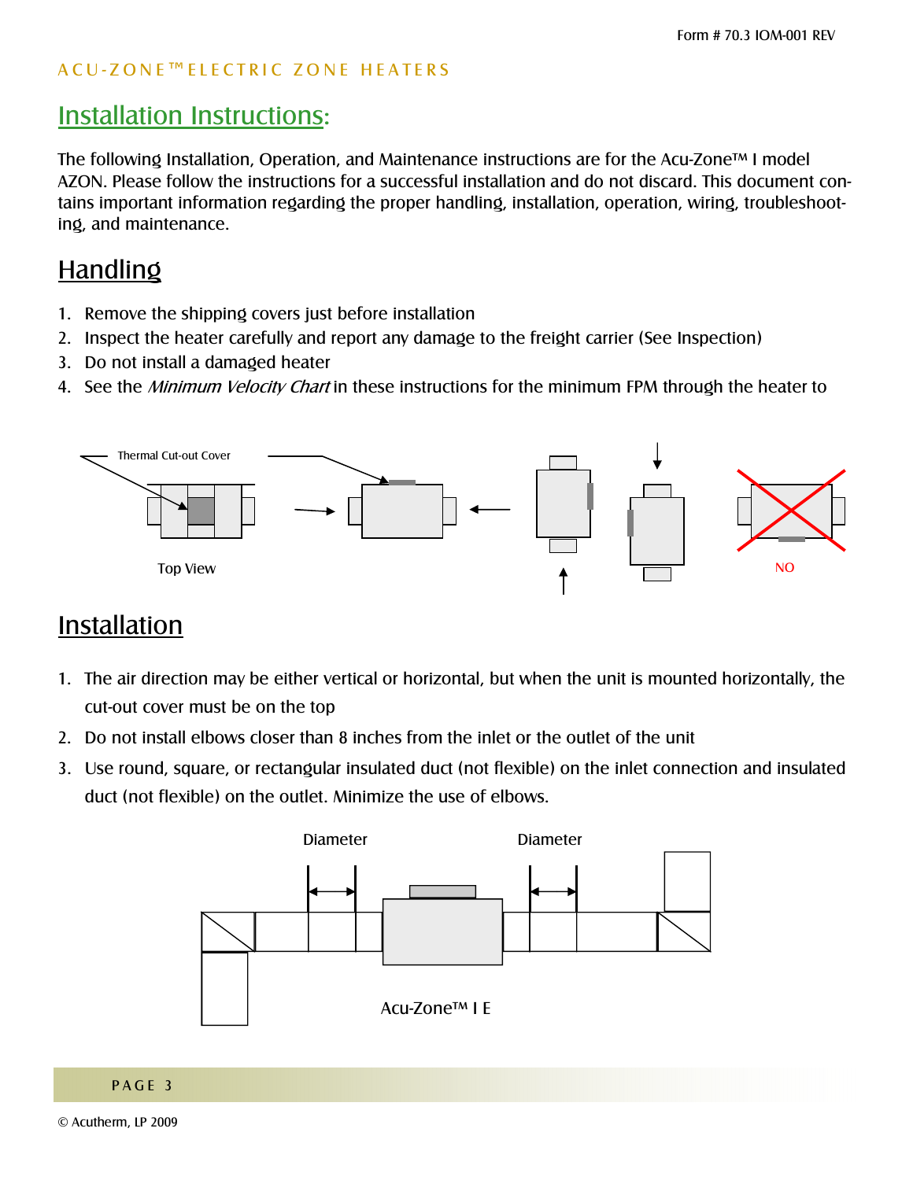# Installation Instructions:

The following Installation, Operation, and Maintenance instructions are for the Acu-Zone™ I model AZON. Please follow the instructions for a successful installation and do not discard. This document contains important information regarding the proper handling, installation, operation, wiring, troubleshooting, and maintenance.

## Handling

1. Remove the shipping covers just before installation
2. Inspect the heater carefully and report any damage to the freight carrier (See Inspection)
3. Do not install a damaged heater
4. See the *Minimum Velocity Chart* in these instructions for the minimum FPM through the heater to

Thermal Cut-out Cover

Top View

NO

## Installation

1. The air direction may be either vertical or horizontal, but when the unit is mounted horizontally, the cut-out cover must be on the top
2. Do not install elbows closer than 8 inches from the inlet or the outlet of the unit
3. Use round, square, or rectangular insulated duct (not flexible) on the inlet connection and insulated duct (not flexible) on the outlet. Minimize the use of elbows.

Diameter

Diameter

Acu-Zone™ I E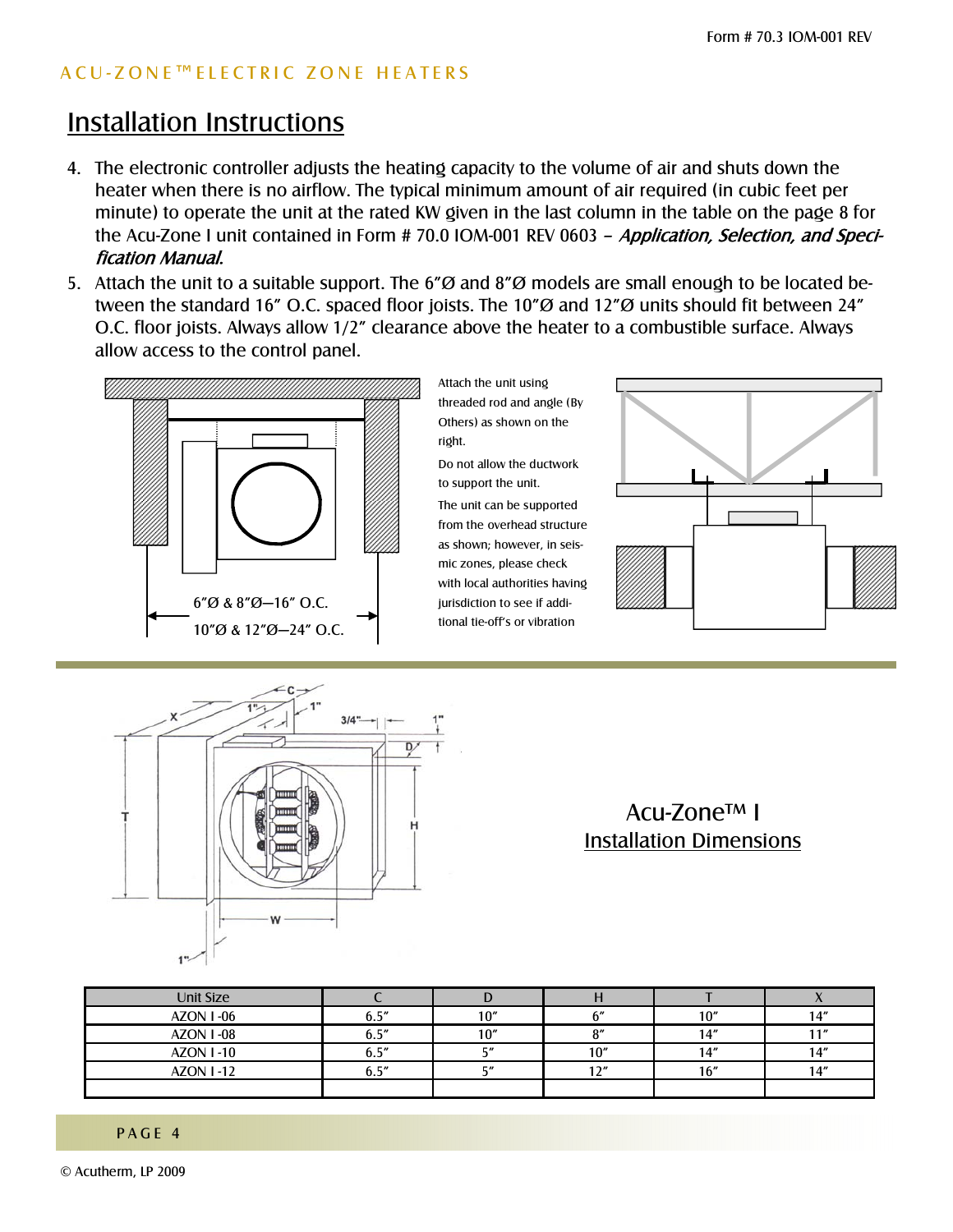# Installation Instructions

4. The electronic controller adjusts the heating capacity to the volume of air and shuts down the heater when there is no airflow. The typical minimum amount of air required (in cubic feet per minute) to operate the unit at the rated KW given in the last column in the table on the page 8 for the Acu-Zone I unit contained in Form # 70.0 IOM-001 REV 0603 – *Application, Selection, and Specification Manual*.
5. Attach the unit to a suitable support. The 6"Ø and 8"Ø models are small enough to be located between the standard 16" O.C. spaced floor joists. The 10"Ø and 12"Ø units should fit between 24" O.C. floor joists. Always allow 1/2" clearance above the heater to a combustible surface. Always allow access to the control panel.

6"Ø & 8"Ø—16" O.C.
10"Ø & 12"Ø—24" O.C.

Attach the unit using threaded rod and angle (By Others) as shown on the right.

Do not allow the ductwork to support the unit.

The unit can be supported from the overhead structure as shown; however, in seismic zones, please check with local authorities having jurisdiction to see if additional tie-off's or vibration

## Acu-Zone™ I Installation Dimensions

| Unit Size | C | D | H | T | X |
|---|---|---|---|---|---|
| AZON I -06 | 6.5" | 10" | 6" | 10" | 14" |
| AZON I -08 | 6.5" | 10" | 8" | 14" | 11" |
| AZON I -10 | 6.5" | 5" | 10" | 14" | 14" |
| AZON I -12 | 6.5" | 5" | 12" | 16" | 14" |
| | | | | | |

© Acutherm, LP 2009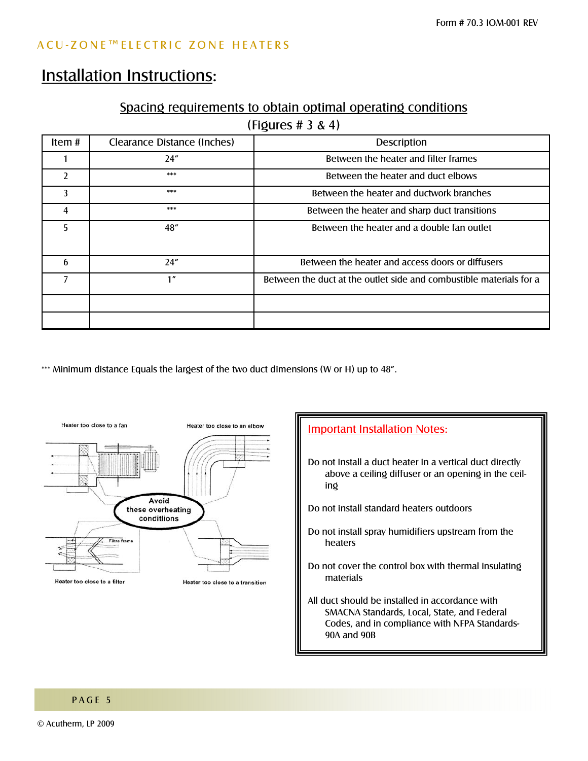# Installation Instructions:

## Spacing requirements to obtain optimal operating conditions

(Figures # 3 & 4)

| Item # | Clearance Distance (Inches) | Description |
|---|---|---|
| 1 | 24” | Between the heater and filter frames |
| 2 | *** | Between the heater and duct elbows |
| 3 | *** | Between the heater and ductwork branches |
| 4 | *** | Between the heater and sharp duct transitions |
| 5 | 48” | Between the heater and a double fan outlet |
| 6 | 24” | Between the heater and access doors or diffusers |
| 7 | 1” | Between the duct at the outlet side and combustible materials for a |
| | | |
| | | |

*** Minimum distance Equals the largest of the two duct dimensions (W or H) up to 48”.

Heater too close to a fan

Heater too close to an elbow

Avoid these overheating conditions

Filtre frame

Heater too close to a filter

Heater too close to a transition

### Important Installation Notes:

Do not install a duct heater in a vertical duct directly above a ceiling diffuser or an opening in the ceiling

Do not install standard heaters outdoors

Do not install spray humidifiers upstream from the heaters

Do not cover the control box with thermal insulating materials

All duct should be installed in accordance with SMACNA Standards, Local, State, and Federal Codes, and in compliance with NFPA Standards-90A and 90B

© Acutherm, LP 2009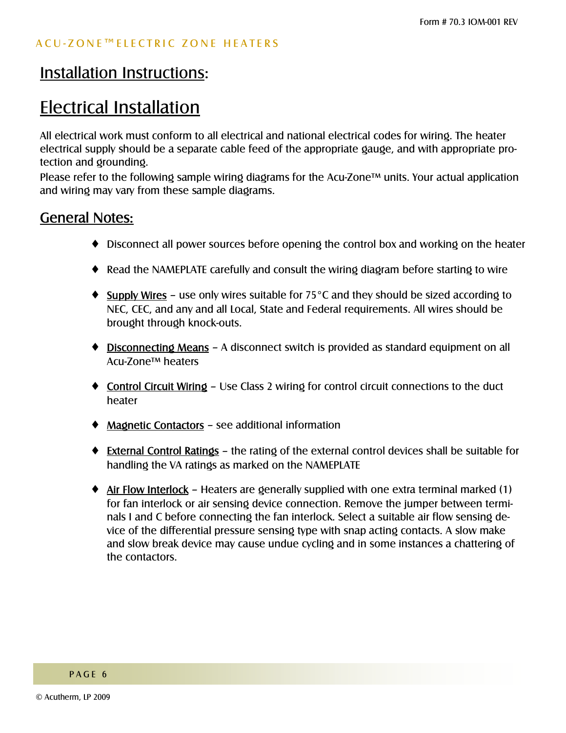## Installation Instructions:

# Electrical Installation

All electrical work must conform to all electrical and national electrical codes for wiring. The heater electrical supply should be a separate cable feed of the appropriate gauge, and with appropriate protection and grounding.

Please refer to the following sample wiring diagrams for the Acu-Zone™ units. Your actual application and wiring may vary from these sample diagrams.

## General Notes:

- Disconnect all power sources before opening the control box and working on the heater
- Read the NAMEPLATE carefully and consult the wiring diagram before starting to wire
- Supply Wires – use only wires suitable for 75°C and they should be sized according to NEC, CEC, and any and all Local, State and Federal requirements. All wires should be brought through knock-outs.
- Disconnecting Means – A disconnect switch is provided as standard equipment on all Acu-Zone™ heaters
- Control Circuit Wiring – Use Class 2 wiring for control circuit connections to the duct heater
- Magnetic Contactors – see additional information
- External Control Ratings – the rating of the external control devices shall be suitable for handling the VA ratings as marked on the NAMEPLATE
- Air Flow Interlock – Heaters are generally supplied with one extra terminal marked (1) for fan interlock or air sensing device connection. Remove the jumper between terminals I and C before connecting the fan interlock. Select a suitable air flow sensing device of the differential pressure sensing type with snap acting contacts. A slow make and slow break device may cause undue cycling and in some instances a chattering of the contactors.

© Acutherm, LP 2009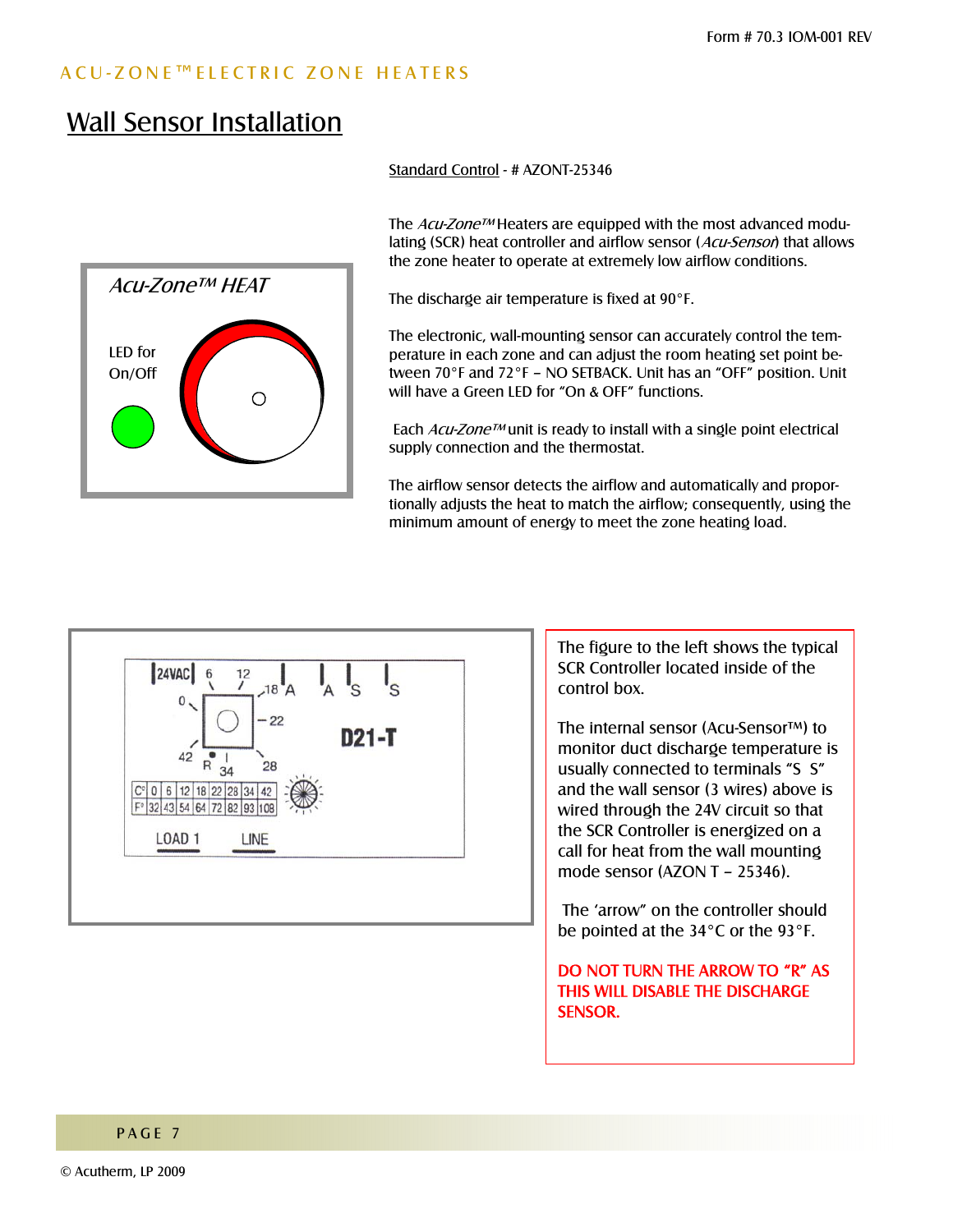# Wall Sensor Installation

Standard Control - # AZONT-25346

The *Acu-Zone™* Heaters are equipped with the most advanced modulating (SCR) heat controller and airflow sensor (*Acu-Sensor*) that allows the zone heater to operate at extremely low airflow conditions.

The discharge air temperature is fixed at 90°F.

The electronic, wall-mounting sensor can accurately control the temperature in each zone and can adjust the room heating set point between 70°F and 72°F – NO SETBACK. Unit has an "OFF" position. Unit will have a Green LED for "On & OFF" functions.

Each *Acu-Zone™* unit is ready to install with a single point electrical supply connection and the thermostat.

The airflow sensor detects the airflow and automatically and proportionally adjusts the heat to match the airflow; consequently, using the minimum amount of energy to meet the zone heating load.

*Acu-Zone™ HEAT*

LED for On/Off

24VAC | 6 | 12 | 18 | A | A | S | S

0 | 22 | 42 | R | 34 | 28

D21-T

| C° | 0 | 6 | 12 | 18 | 22 | 28 | 34 | 42 |
|---|---|---|---|---|---|---|---|---|
| F° | 32 | 43 | 54 | 64 | 72 | 82 | 93 | 108 |

LOAD 1 LINE

The figure to the left shows the typical SCR Controller located inside of the control box.

The internal sensor (Acu-Sensor™) to monitor duct discharge temperature is usually connected to terminals "S S" and the wall sensor (3 wires) above is wired through the 24V circuit so that the SCR Controller is energized on a call for heat from the wall mounting mode sensor (AZON T – 25346).

The 'arrow" on the controller should be pointed at the 34°C or the 93°F.

**DO NOT TURN THE ARROW TO "R" AS THIS WILL DISABLE THE DISCHARGE SENSOR.**

© Acutherm, LP 2009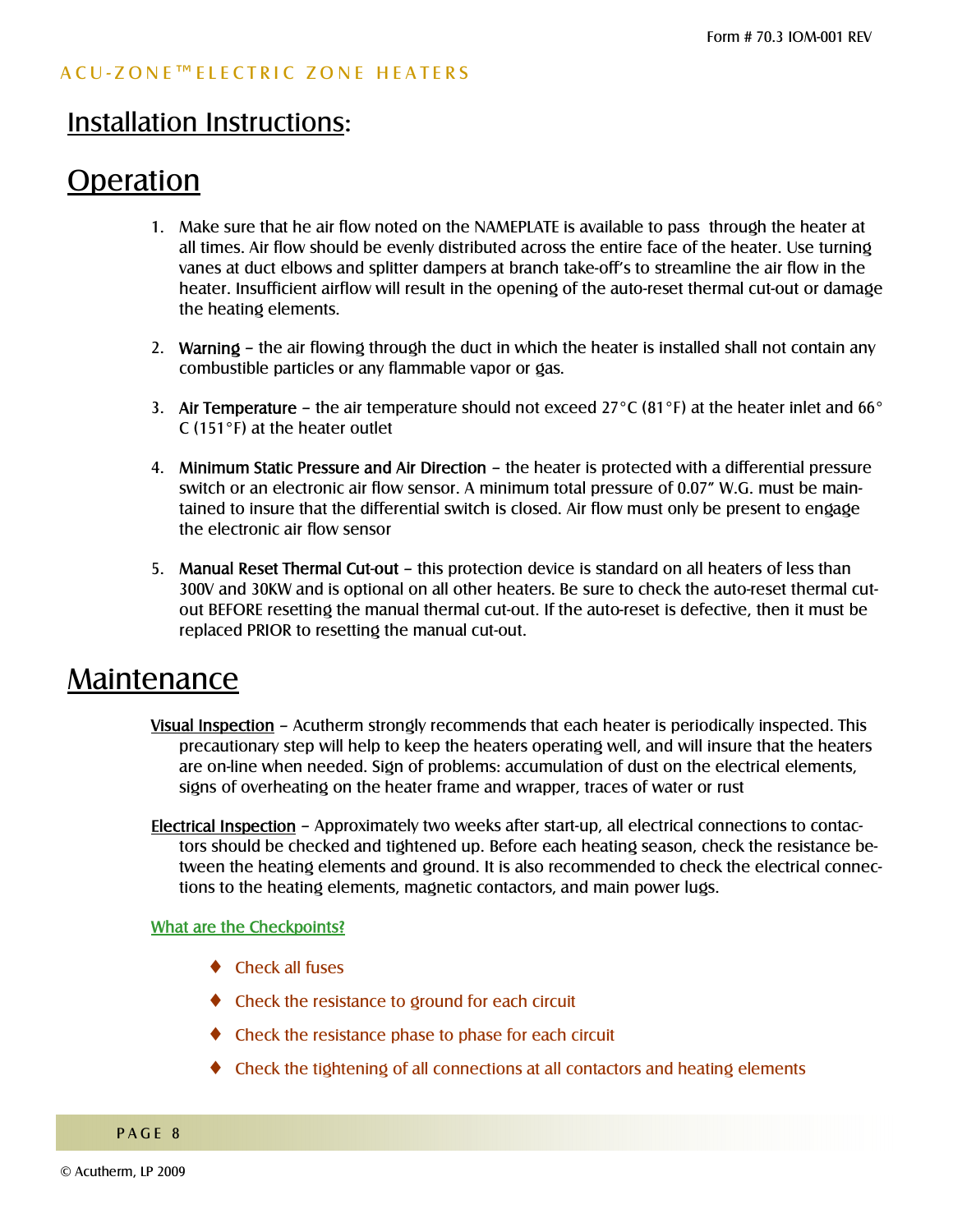# Installation Instructions:

# Operation

1. Make sure that he air flow noted on the NAMEPLATE is available to pass through the heater at all times. Air flow should be evenly distributed across the entire face of the heater. Use turning vanes at duct elbows and splitter dampers at branch take-off's to streamline the air flow in the heater. Insufficient airflow will result in the opening of the auto-reset thermal cut-out or damage the heating elements.

2. **Warning** – the air flowing through the duct in which the heater is installed shall not contain any combustible particles or any flammable vapor or gas.

3. **Air Temperature** – the air temperature should not exceed 27°C (81°F) at the heater inlet and 66° C (151°F) at the heater outlet

4. **Minimum Static Pressure and Air Direction** – the heater is protected with a differential pressure switch or an electronic air flow sensor. A minimum total pressure of 0.07" W.G. must be maintained to insure that the differential switch is closed. Air flow must only be present to engage the electronic air flow sensor

5. **Manual Reset Thermal Cut-out** – this protection device is standard on all heaters of less than 300V and 30KW and is optional on all other heaters. Be sure to check the auto-reset thermal cut-out BEFORE resetting the manual thermal cut-out. If the auto-reset is defective, then it must be replaced PRIOR to resetting the manual cut-out.

# Maintenance

Visual Inspection – Acutherm strongly recommends that each heater is periodically inspected. This precautionary step will help to keep the heaters operating well, and will insure that the heaters are on-line when needed. Sign of problems: accumulation of dust on the electrical elements, signs of overheating on the heater frame and wrapper, traces of water or rust

Electrical Inspection – Approximately two weeks after start-up, all electrical connections to contactors should be checked and tightened up. Before each heating season, check the resistance between the heating elements and ground. It is also recommended to check the electrical connections to the heating elements, magnetic contactors, and main power lugs.

What are the Checkpoints?

- Check all fuses
- Check the resistance to ground for each circuit
- Check the resistance phase to phase for each circuit
- Check the tightening of all connections at all contactors and heating elements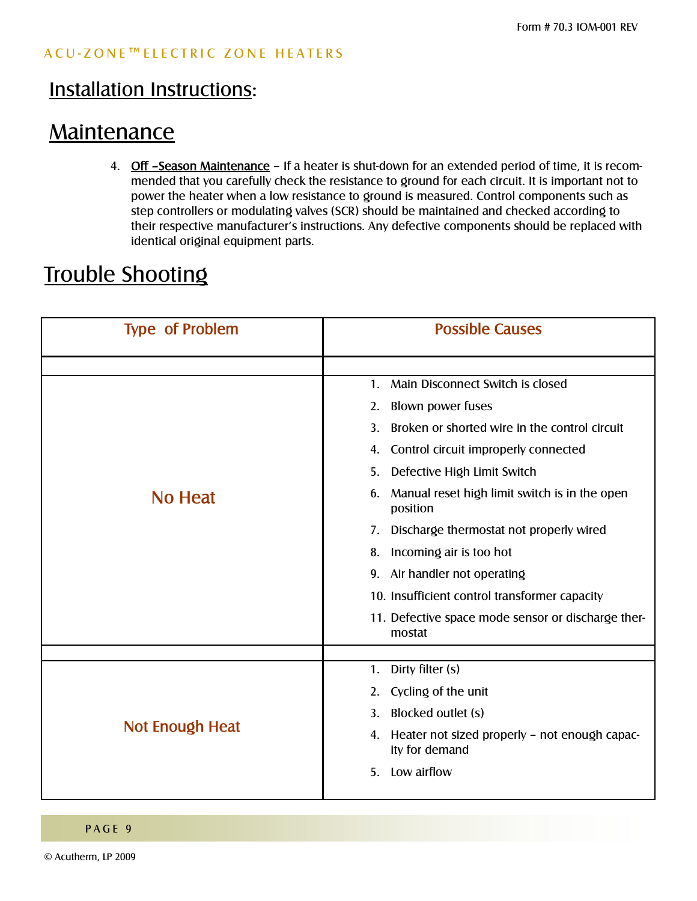## Installation Instructions:

## Maintenance

4. **Off –Season Maintenance** – If a heater is shut-down for an extended period of time, it is recommended that you carefully check the resistance to ground for each circuit. It is important not to power the heater when a low resistance to ground is measured. Control components such as step controllers or modulating valves (SCR) should be maintained and checked according to their respective manufacturer's instructions. Any defective components should be replaced with identical original equipment parts.

## Trouble Shooting

| Type of Problem | Possible Causes |
|---|---|
| No Heat | 1. Main Disconnect Switch is closed<br>2. Blown power fuses<br>3. Broken or shorted wire in the control circuit<br>4. Control circuit improperly connected<br>5. Defective High Limit Switch<br>6. Manual reset high limit switch is in the open position<br>7. Discharge thermostat not properly wired<br>8. Incoming air is too hot<br>9. Air handler not operating<br>10. Insufficient control transformer capacity<br>11. Defective space mode sensor or discharge thermostat |
| Not Enough Heat | 1. Dirty filter (s)<br>2. Cycling of the unit<br>3. Blocked outlet (s)<br>4. Heater not sized properly – not enough capacity for demand<br>5. Low airflow |

© Acutherm, LP 2009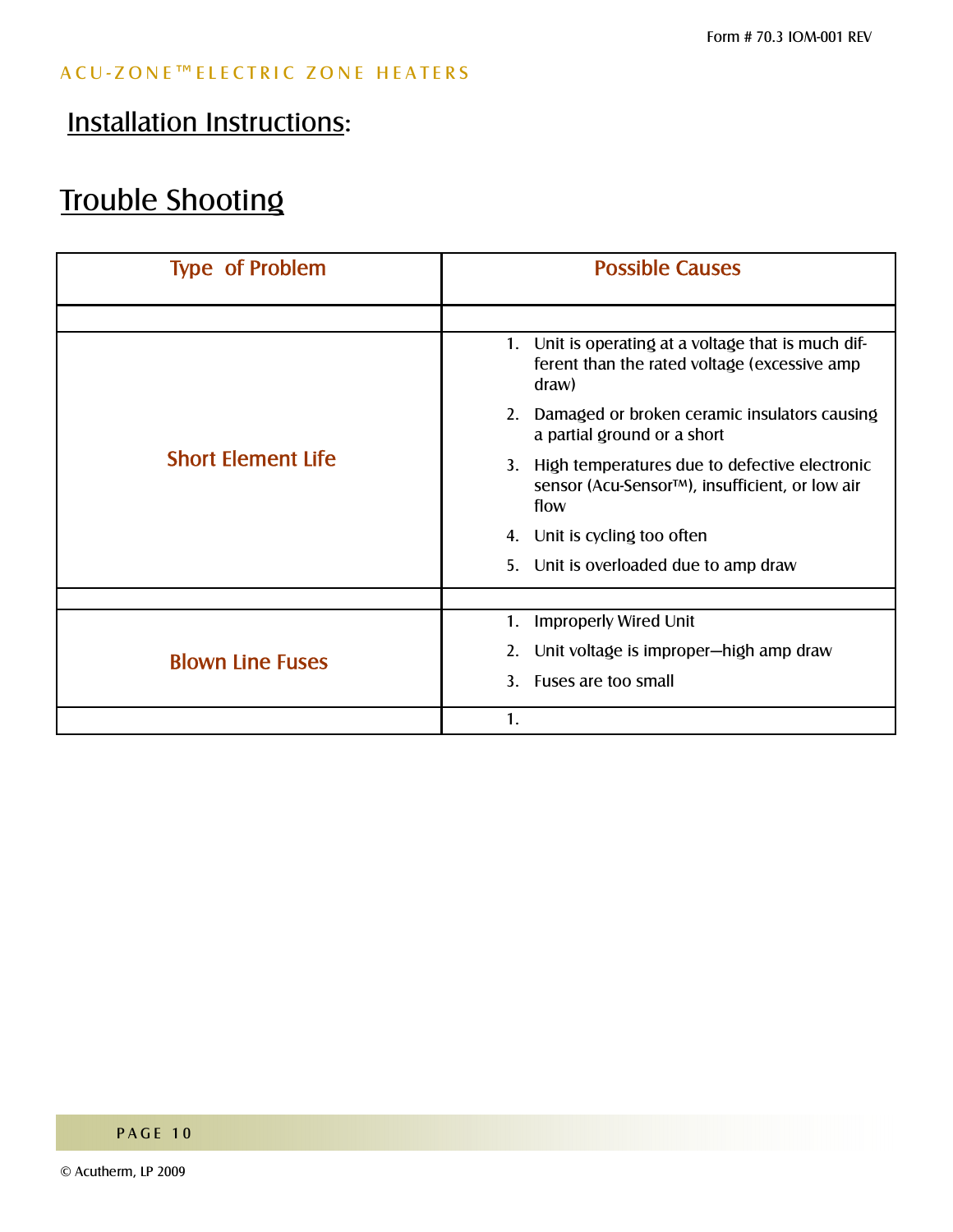ACU-ZONE™ ELECTRIC ZONE HEATERS

## Installation Instructions:

# Trouble Shooting

| Type of Problem | Possible Causes |
|---|---|
| | |
| Short Element Life | 1. Unit is operating at a voltage that is much different than the rated voltage (excessive amp draw)<br>2. Damaged or broken ceramic insulators causing a partial ground or a short<br>3. High temperatures due to defective electronic sensor (Acu-Sensor™), insufficient, or low air flow<br>4. Unit is cycling too often<br>5. Unit is overloaded due to amp draw |
| | |
| Blown Line Fuses | 1. Improperly Wired Unit<br>2. Unit voltage is improper—high amp draw<br>3. Fuses are too small |
| | 1. |

© Acutherm, LP 2009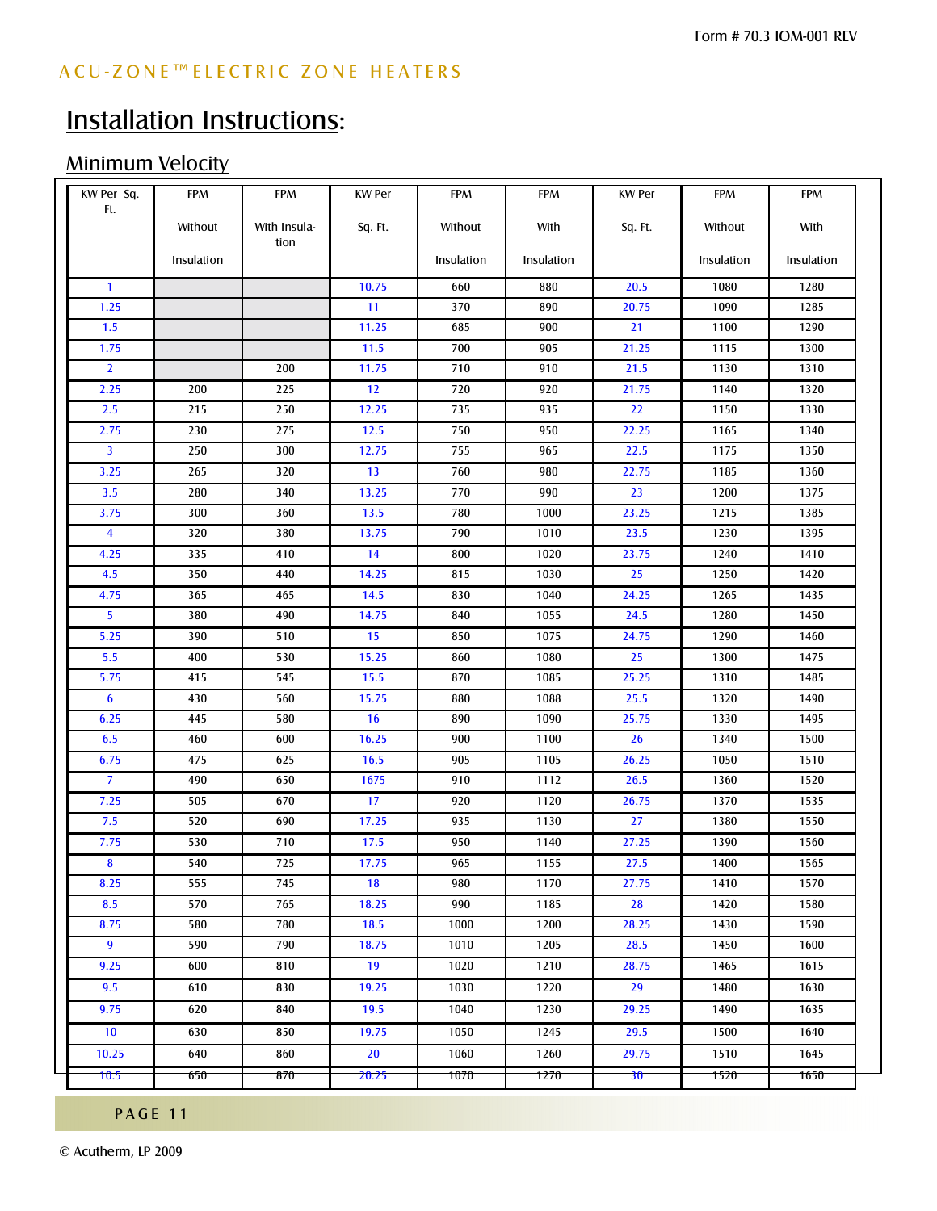# Installation Instructions:

## Minimum Velocity

| KW Per Sq. Ft. | FPM Without Insulation | FPM With Insulation | KW Per Sq. Ft. | FPM Without Insulation | FPM With Insulation | KW Per Sq. Ft. | FPM Without Insulation | FPM With Insulation |
|---|---|---|---|---|---|---|---|---|
| 1 | | | 10.75 | 660 | 880 | 20.5 | 1080 | 1280 |
| 1.25 | | | 11 | 370 | 890 | 20.75 | 1090 | 1285 |
| 1.5 | | | 11.25 | 685 | 900 | 21 | 1100 | 1290 |
| 1.75 | | | 11.5 | 700 | 905 | 21.25 | 1115 | 1300 |
| 2 | | 200 | 11.75 | 710 | 910 | 21.5 | 1130 | 1310 |
| 2.25 | 200 | 225 | 12 | 720 | 920 | 21.75 | 1140 | 1320 |
| 2.5 | 215 | 250 | 12.25 | 735 | 935 | 22 | 1150 | 1330 |
| 2.75 | 230 | 275 | 12.5 | 750 | 950 | 22.25 | 1165 | 1340 |
| 3 | 250 | 300 | 12.75 | 755 | 965 | 22.5 | 1175 | 1350 |
| 3.25 | 265 | 320 | 13 | 760 | 980 | 22.75 | 1185 | 1360 |
| 3.5 | 280 | 340 | 13.25 | 770 | 990 | 23 | 1200 | 1375 |
| 3.75 | 300 | 360 | 13.5 | 780 | 1000 | 23.25 | 1215 | 1385 |
| 4 | 320 | 380 | 13.75 | 790 | 1010 | 23.5 | 1230 | 1395 |
| 4.25 | 335 | 410 | 14 | 800 | 1020 | 23.75 | 1240 | 1410 |
| 4.5 | 350 | 440 | 14.25 | 815 | 1030 | 25 | 1250 | 1420 |
| 4.75 | 365 | 465 | 14.5 | 830 | 1040 | 24.25 | 1265 | 1435 |
| 5 | 380 | 490 | 14.75 | 840 | 1055 | 24.5 | 1280 | 1450 |
| 5.25 | 390 | 510 | 15 | 850 | 1075 | 24.75 | 1290 | 1460 |
| 5.5 | 400 | 530 | 15.25 | 860 | 1080 | 25 | 1300 | 1475 |
| 5.75 | 415 | 545 | 15.5 | 870 | 1085 | 25.25 | 1310 | 1485 |
| 6 | 430 | 560 | 15.75 | 880 | 1088 | 25.5 | 1320 | 1490 |
| 6.25 | 445 | 580 | 16 | 890 | 1090 | 25.75 | 1330 | 1495 |
| 6.5 | 460 | 600 | 16.25 | 900 | 1100 | 26 | 1340 | 1500 |
| 6.75 | 475 | 625 | 16.5 | 905 | 1105 | 26.25 | 1050 | 1510 |
| 7 | 490 | 650 | 1675 | 910 | 1112 | 26.5 | 1360 | 1520 |
| 7.25 | 505 | 670 | 17 | 920 | 1120 | 26.75 | 1370 | 1535 |
| 7.5 | 520 | 690 | 17.25 | 935 | 1130 | 27 | 1380 | 1550 |
| 7.75 | 530 | 710 | 17.5 | 950 | 1140 | 27.25 | 1390 | 1560 |
| 8 | 540 | 725 | 17.75 | 965 | 1155 | 27.5 | 1400 | 1565 |
| 8.25 | 555 | 745 | 18 | 980 | 1170 | 27.75 | 1410 | 1570 |
| 8.5 | 570 | 765 | 18.25 | 990 | 1185 | 28 | 1420 | 1580 |
| 8.75 | 580 | 780 | 18.5 | 1000 | 1200 | 28.25 | 1430 | 1590 |
| 9 | 590 | 790 | 18.75 | 1010 | 1205 | 28.5 | 1450 | 1600 |
| 9.25 | 600 | 810 | 19 | 1020 | 1210 | 28.75 | 1465 | 1615 |
| 9.5 | 610 | 830 | 19.25 | 1030 | 1220 | 29 | 1480 | 1630 |
| 9.75 | 620 | 840 | 19.5 | 1040 | 1230 | 29.25 | 1490 | 1635 |
| 10 | 630 | 850 | 19.75 | 1050 | 1245 | 29.5 | 1500 | 1640 |
| 10.25 | 640 | 860 | 20 | 1060 | 1260 | 29.75 | 1510 | 1645 |
| 10.5 | 650 | 870 | 20.25 | 1070 | 1270 | 30 | 1520 | 1650 |

© Acutherm, LP 2009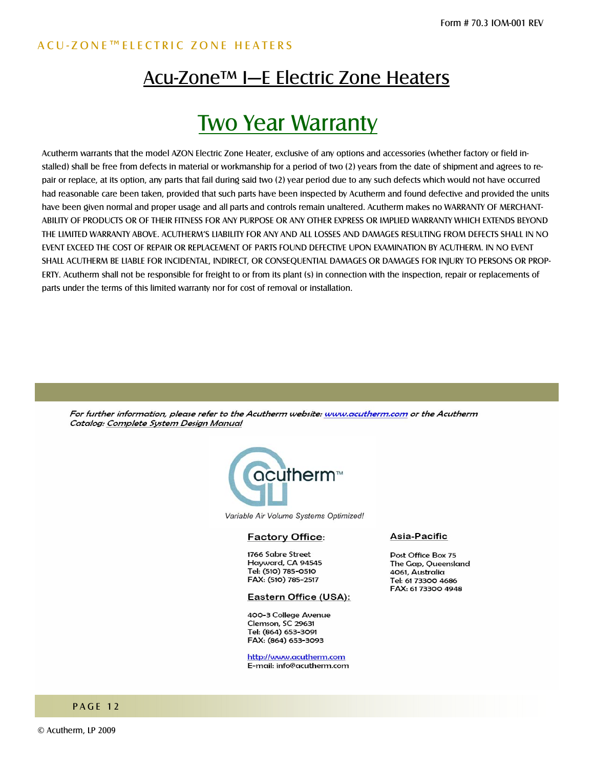# Acu-Zone™ I—E Electric Zone Heaters

## Two Year Warranty

Acutherm warrants that the model AZON Electric Zone Heater, exclusive of any options and accessories (whether factory or field installed) shall be free from defects in material or workmanship for a period of two (2) years from the date of shipment and agrees to repair or replace, at its option, any parts that fail during said two (2) year period due to any such defects which would not have occurred had reasonable care been taken, provided that such parts have been inspected by Acutherm and found defective and provided the units have been given normal and proper usage and all parts and controls remain unaltered. Acutherm makes no WARRANTY OF MERCHANTABILITY OF PRODUCTS OR OF THEIR FITNESS FOR ANY PURPOSE OR ANY OTHER EXPRESS OR IMPLIED WARRANTY WHICH EXTENDS BEYOND THE LIMITED WARRANTY ABOVE. ACUTHERM'S LIABILITY FOR ANY AND ALL LOSSES AND DAMAGES RESULTING FROM DEFECTS SHALL IN NO EVENT EXCEED THE COST OF REPAIR OR REPLACEMENT OF PARTS FOUND DEFECTIVE UPON EXAMINATION BY ACUTHERM. IN NO EVENT SHALL ACUTHERM BE LIABLE FOR INCIDENTAL, INDIRECT, OR CONSEQUENTIAL DAMAGES OR DAMAGES FOR INJURY TO PERSONS OR PROPERTY. Acutherm shall not be responsible for freight to or from its plant (s) in connection with the inspection, repair or replacements of parts under the terms of this limited warranty nor for cost of removal or installation.

*For further information, please refer to the Acutherm website: www.acutherm.com or the Acutherm Catalog: Complete System Design Manual*

acutherm™

*Variable Air Volume Systems Optimized!*

**Factory Office:**

1766 Sabre Street
Hayward, CA 94545
Tel: (510) 785-0510
FAX: (510) 785-2517

**Eastern Office (USA):**

400-3 College Avenue
Clemson, SC 29631
Tel: (864) 653-3091
FAX: (864) 653-3093

http://www.acutherm.com
E-mail: info@acutherm.com

**Asia-Pacific**

Post Office Box 75
The Gap, Queensland
4061, Australia
Tel: 61 73300 4686
FAX: 61 73300 4948

© Acutherm, LP 2009